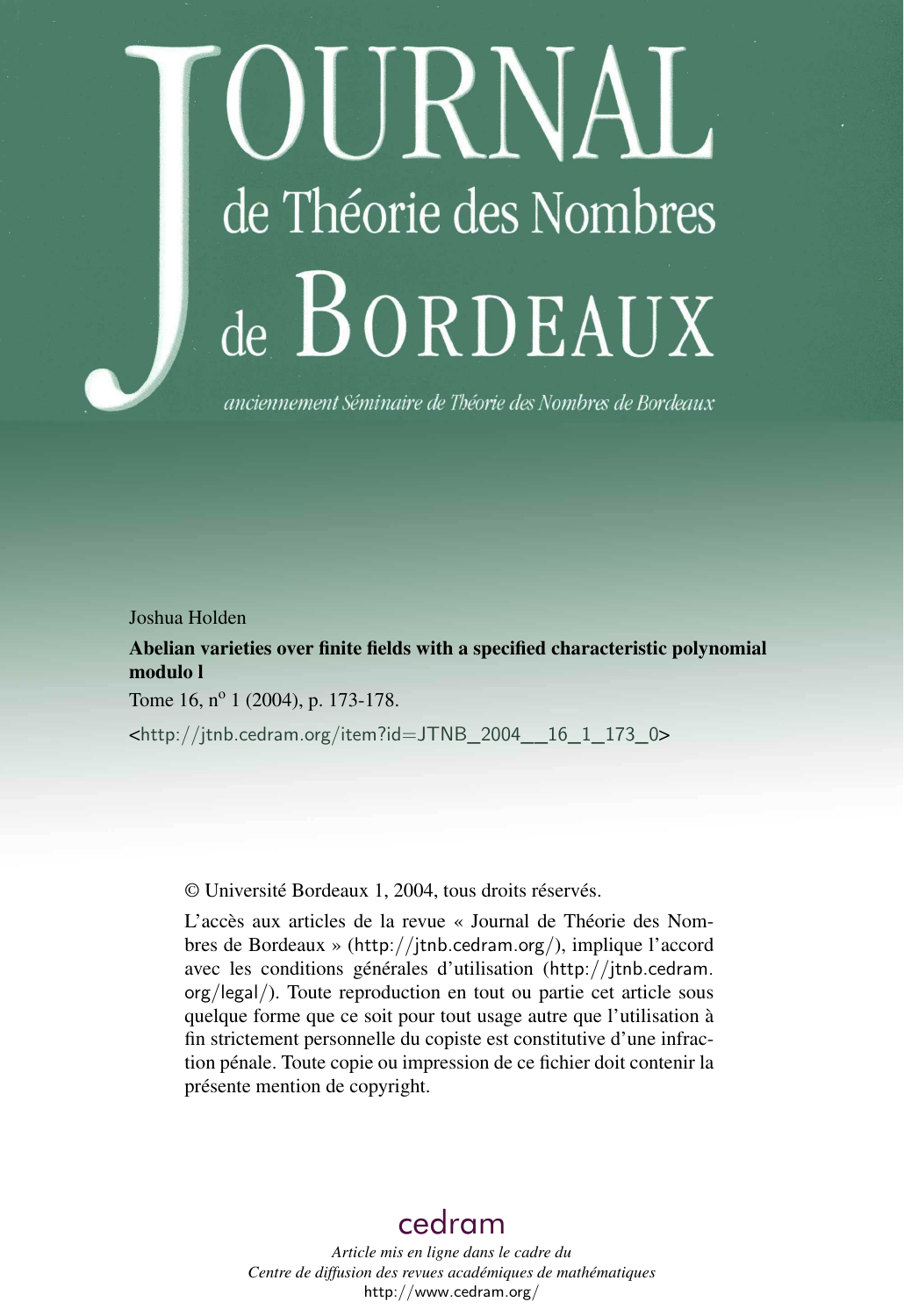# Journal de Théorie des Nombres de Bordeaux

*anciennement Séminaire de Théorie des Nombres de Bordeaux*

Joshua Holden

**Abelian varieties over finite fields with a specified characteristic polynomial modulo l**

Tome 16, n° 1 (2004), p. 173-178.

<http://jtnb.cedram.org/item?id=JTNB_2004__16_1_173_0>

© Université Bordeaux 1, 2004, tous droits réservés.

L'accès aux articles de la revue « Journal de Théorie des Nombres de Bordeaux » (http://jtnb.cedram.org/), implique l'accord avec les conditions générales d'utilisation (http://jtnb.cedram.org/legal/). Toute reproduction en tout ou partie cet article sous quelque forme que ce soit pour tout usage autre que l'utilisation à fin strictement personnelle du copiste est constitutive d'une infraction pénale. Toute copie ou impression de ce fichier doit contenir la présente mention de copyright.

cedram

*Article mis en ligne dans le cadre du*
*Centre de diffusion des revues académiques de mathématiques*
http://www.cedram.org/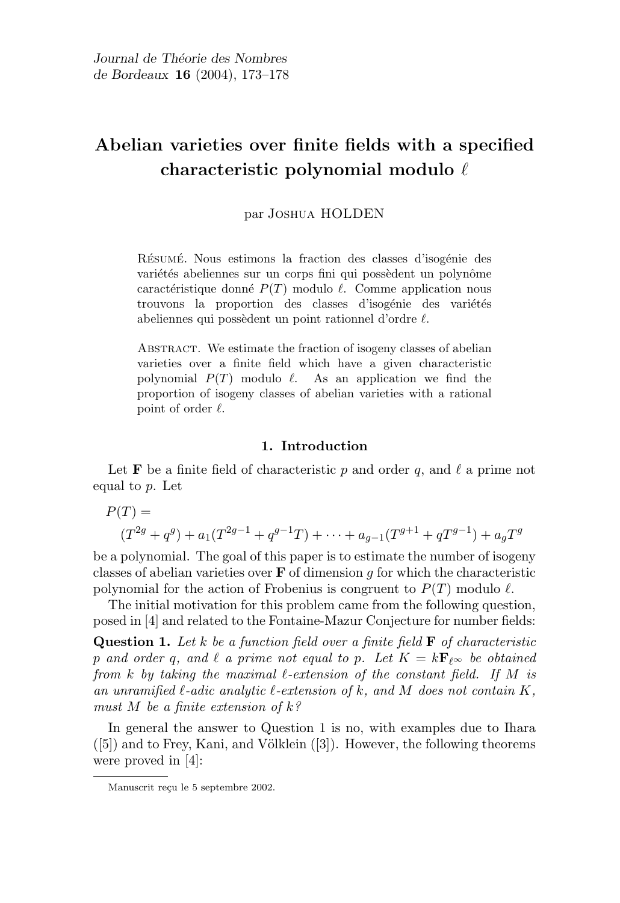# Abelian varieties over finite fields with a specified characteristic polynomial modulo $\ell$

par Joshua HOLDEN

Résumé. Nous estimons la fraction des classes d'isogénie des variétés abeliennes sur un corps fini qui possèdent un polynôme caractéristique donné $P(T)$ modulo $\ell$. Comme application nous trouvons la proportion des classes d'isogénie des variétés abeliennes qui possèdent un point rationnel d'ordre $\ell$.

Abstract. We estimate the fraction of isogeny classes of abelian varieties over a finite field which have a given characteristic polynomial $P(T)$ modulo $\ell$. As an application we find the proportion of isogeny classes of abelian varieties with a rational point of order $\ell$.

## 1. Introduction

Let $\mathbf{F}$ be a finite field of characteristic $p$ and order $q$, and $\ell$ a prime not equal to $p$. Let

$$P(T) = (T^{2g} + q^g) + a_1(T^{2g-1} + q^{g-1}T) + \cdots + a_{g-1}(T^{g+1} + qT^{g-1}) + a_g T^g$$

be a polynomial. The goal of this paper is to estimate the number of isogeny classes of abelian varieties over $\mathbf{F}$ of dimension $g$ for which the characteristic polynomial for the action of Frobenius is congruent to $P(T)$ modulo $\ell$.

The initial motivation for this problem came from the following question, posed in [4] and related to the Fontaine-Mazur Conjecture for number fields:

**Question 1.** *Let $k$ be a function field over a finite field $\mathbf{F}$ of characteristic $p$ and order $q$, and $\ell$ a prime not equal to $p$. Let $K = k\mathbf{F}_{\ell^\infty}$ be obtained from $k$ by taking the maximal $\ell$-extension of the constant field. If $M$ is an unramified $\ell$-adic analytic $\ell$-extension of $k$, and $M$ does not contain $K$, must $M$ be a finite extension of $k$?*

In general the answer to Question 1 is no, with examples due to Ihara ([5]) and to Frey, Kani, and Völklein ([3]). However, the following theorems were proved in [4]:

Manuscrit reçu le 5 septembre 2002.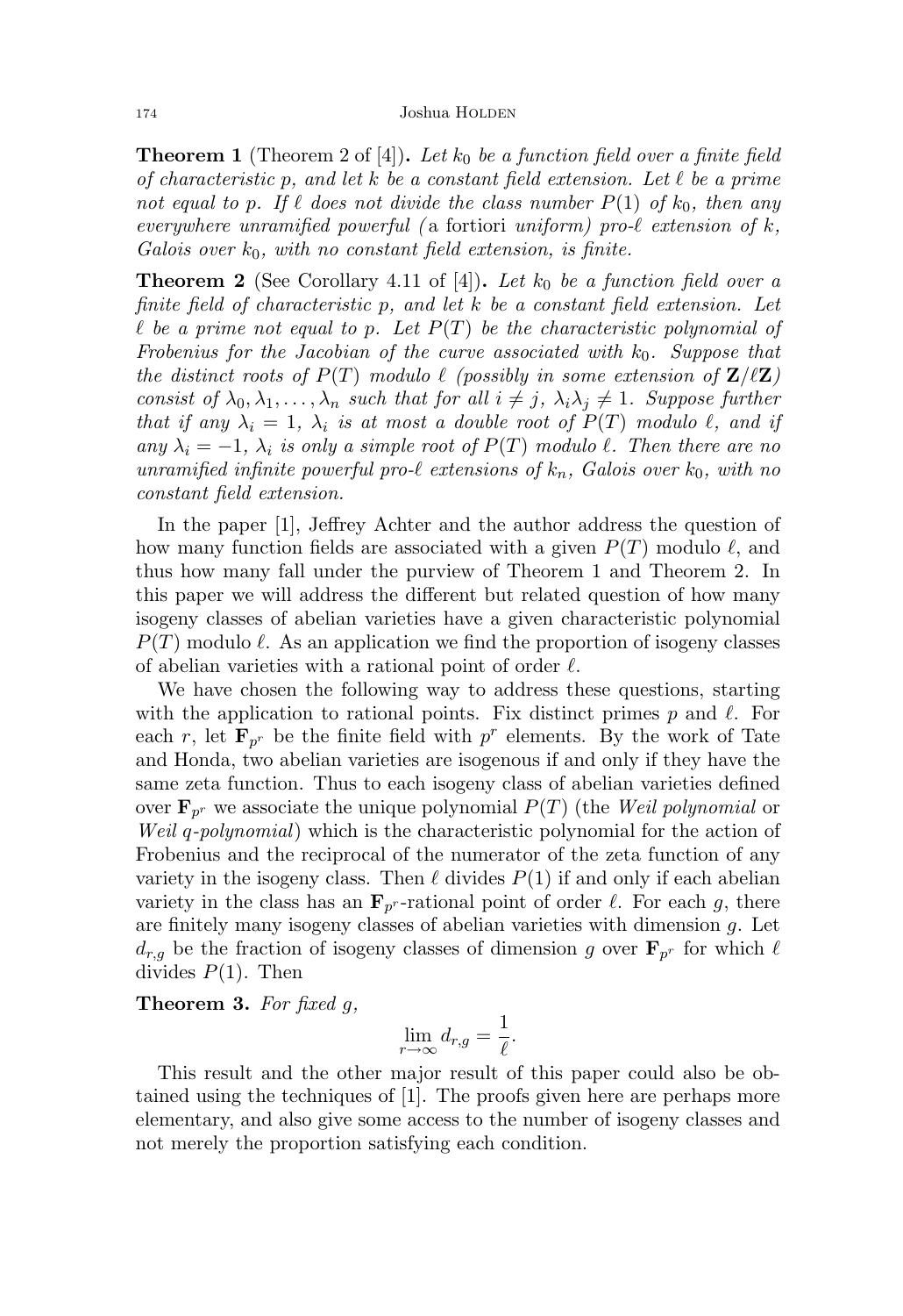**Theorem 1** (Theorem 2 of [4])**.** *Let $k_0$ be a function field over a finite field of characteristic $p$, and let $k$ be a constant field extension. Let $\ell$ be a prime not equal to $p$. If $\ell$ does not divide the class number $P(1)$ of $k_0$, then any everywhere unramified powerful (*a fortiori *uniform) pro-$\ell$ extension of $k$, Galois over $k_0$, with no constant field extension, is finite.*

**Theorem 2** (See Corollary 4.11 of [4])**.** *Let $k_0$ be a function field over a finite field of characteristic $p$, and let $k$ be a constant field extension. Let $\ell$ be a prime not equal to $p$. Let $P(T)$ be the characteristic polynomial of Frobenius for the Jacobian of the curve associated with $k_0$. Suppose that the distinct roots of $P(T)$ modulo $\ell$ (possibly in some extension of $\mathbf{Z}/\ell\mathbf{Z}$) consist of $\lambda_0, \lambda_1, \ldots, \lambda_n$ such that for all $i \neq j$, $\lambda_i \lambda_j \neq 1$. Suppose further that if any $\lambda_i = 1$, $\lambda_i$ is at most a double root of $P(T)$ modulo $\ell$, and if any $\lambda_i = -1$, $\lambda_i$ is only a simple root of $P(T)$ modulo $\ell$. Then there are no unramified infinite powerful pro-$\ell$ extensions of $k_n$, Galois over $k_0$, with no constant field extension.*

In the paper [1], Jeffrey Achter and the author address the question of how many function fields are associated with a given $P(T)$ modulo $\ell$, and thus how many fall under the purview of Theorem 1 and Theorem 2. In this paper we will address the different but related question of how many isogeny classes of abelian varieties have a given characteristic polynomial $P(T)$ modulo $\ell$. As an application we find the proportion of isogeny classes of abelian varieties with a rational point of order $\ell$.

We have chosen the following way to address these questions, starting with the application to rational points. Fix distinct primes $p$ and $\ell$. For each $r$, let $\mathbf{F}_{p^r}$ be the finite field with $p^r$ elements. By the work of Tate and Honda, two abelian varieties are isogenous if and only if they have the same zeta function. Thus to each isogeny class of abelian varieties defined over $\mathbf{F}_{p^r}$ we associate the unique polynomial $P(T)$ (the *Weil polynomial* or *Weil $q$-polynomial*) which is the characteristic polynomial for the action of Frobenius and the reciprocal of the numerator of the zeta function of any variety in the isogeny class. Then $\ell$ divides $P(1)$ if and only if each abelian variety in the class has an $\mathbf{F}_{p^r}$-rational point of order $\ell$. For each $g$, there are finitely many isogeny classes of abelian varieties with dimension $g$. Let $d_{r,g}$ be the fraction of isogeny classes of dimension $g$ over $\mathbf{F}_{p^r}$ for which $\ell$ divides $P(1)$. Then

**Theorem 3.** *For fixed $g$,*

$$\lim_{r \to \infty} d_{r,g} = \frac{1}{\ell}.$$

This result and the other major result of this paper could also be obtained using the techniques of [1]. The proofs given here are perhaps more elementary, and also give some access to the number of isogeny classes and not merely the proportion satisfying each condition.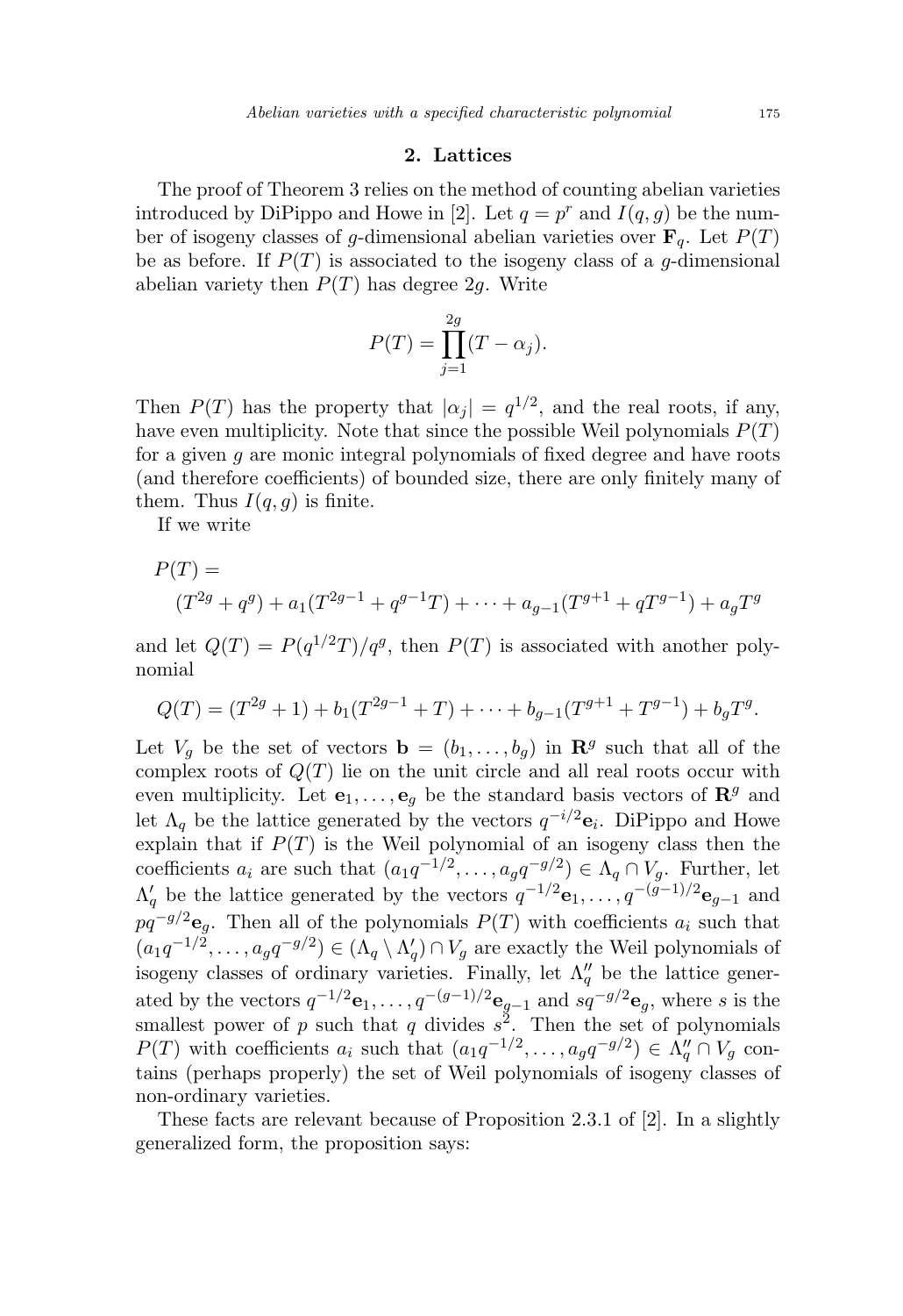## 2. Lattices

The proof of Theorem 3 relies on the method of counting abelian varieties introduced by DiPippo and Howe in [2]. Let $q = p^r$ and $I(q,g)$ be the number of isogeny classes of $g$-dimensional abelian varieties over $\mathbf{F}_q$. Let $P(T)$ be as before. If $P(T)$ is associated to the isogeny class of a $g$-dimensional abelian variety then $P(T)$ has degree $2g$. Write

$$P(T) = \prod_{j=1}^{2g} (T - \alpha_j).$$

Then $P(T)$ has the property that $|\alpha_j| = q^{1/2}$, and the real roots, if any, have even multiplicity. Note that since the possible Weil polynomials $P(T)$ for a given $g$ are monic integral polynomials of fixed degree and have roots (and therefore coefficients) of bounded size, there are only finitely many of them. Thus $I(q,g)$ is finite.

If we write

$$P(T) = \\ (T^{2g} + q^g) + a_1(T^{2g-1} + q^{g-1}T) + \cdots + a_{g-1}(T^{g+1} + qT^{g-1}) + a_g T^g$$

and let $Q(T) = P(q^{1/2}T)/q^g$, then $P(T)$ is associated with another polynomial

$$Q(T) = (T^{2g} + 1) + b_1(T^{2g-1} + T) + \cdots + b_{g-1}(T^{g+1} + T^{g-1}) + b_g T^g.$$

Let $V_g$ be the set of vectors $\mathbf{b} = (b_1, \ldots, b_g)$ in $\mathbf{R}^g$ such that all of the complex roots of $Q(T)$ lie on the unit circle and all real roots occur with even multiplicity. Let $\mathbf{e}_1, \ldots, \mathbf{e}_g$ be the standard basis vectors of $\mathbf{R}^g$ and let $\Lambda_q$ be the lattice generated by the vectors $q^{-i/2}\mathbf{e}_i$. DiPippo and Howe explain that if $P(T)$ is the Weil polynomial of an isogeny class then the coefficients $a_i$ are such that $(a_1 q^{-1/2}, \ldots, a_g q^{-g/2}) \in \Lambda_q \cap V_g$. Further, let $\Lambda_q'$ be the lattice generated by the vectors $q^{-1/2}\mathbf{e}_1, \ldots, q^{-(g-1)/2}\mathbf{e}_{g-1}$ and $pq^{-g/2}\mathbf{e}_g$. Then all of the polynomials $P(T)$ with coefficients $a_i$ such that $(a_1 q^{-1/2}, \ldots, a_g q^{-g/2}) \in (\Lambda_q \setminus \Lambda_q') \cap V_g$ are exactly the Weil polynomials of isogeny classes of ordinary varieties. Finally, let $\Lambda_q''$ be the lattice generated by the vectors $q^{-1/2}\mathbf{e}_1, \ldots, q^{-(g-1)/2}\mathbf{e}_{g-1}$ and $sq^{-g/2}\mathbf{e}_g$, where $s$ is the smallest power of $p$ such that $q$ divides $s^2$. Then the set of polynomials $P(T)$ with coefficients $a_i$ such that $(a_1 q^{-1/2}, \ldots, a_g q^{-g/2}) \in \Lambda_q'' \cap V_g$ contains (perhaps properly) the set of Weil polynomials of isogeny classes of non-ordinary varieties.

These facts are relevant because of Proposition 2.3.1 of [2]. In a slightly generalized form, the proposition says: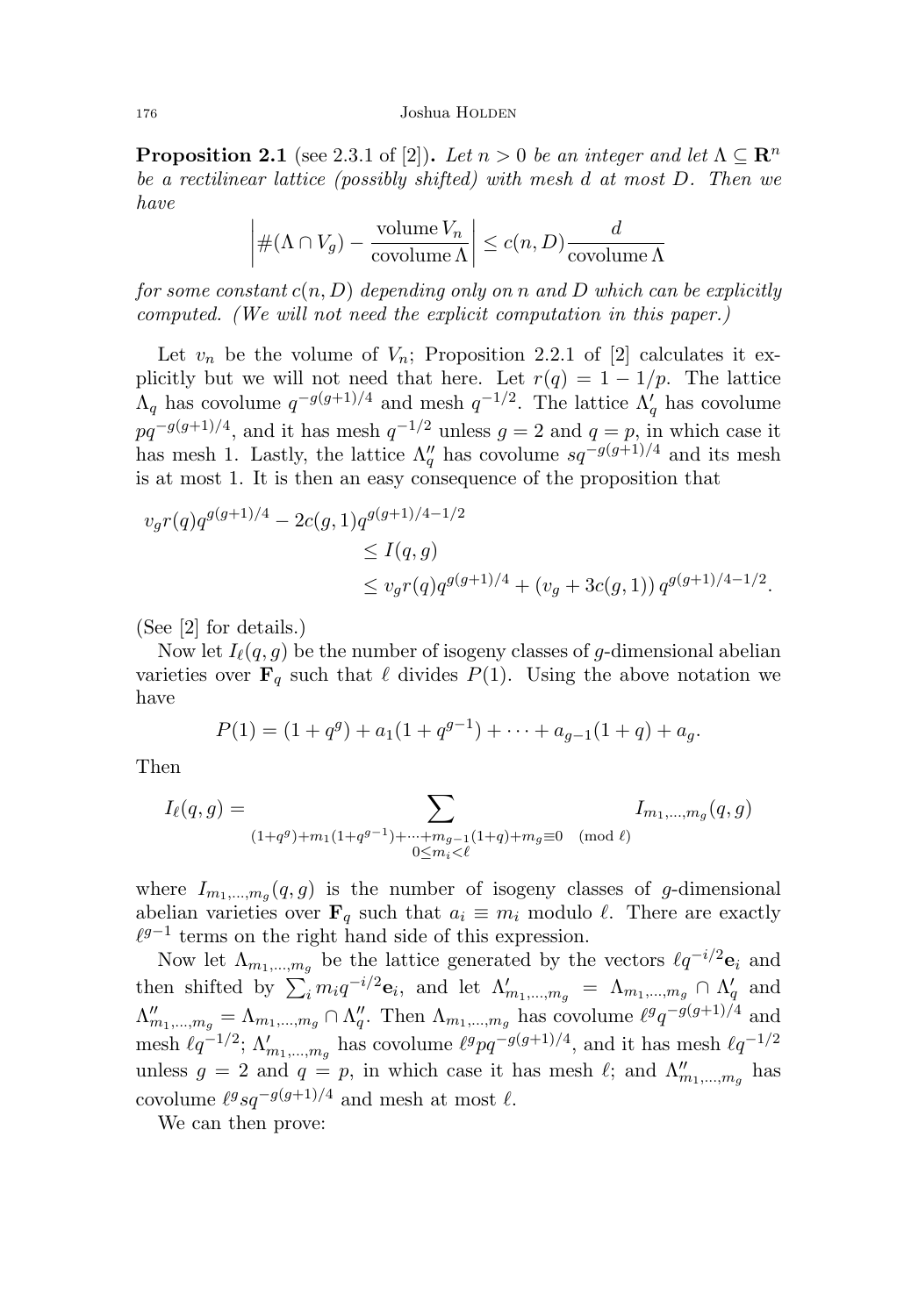**Proposition 2.1** (see 2.3.1 of [2])**.** *Let $n > 0$ be an integer and let $\Lambda \subseteq \mathbf{R}^n$ be a rectilinear lattice (possibly shifted) with mesh $d$ at most $D$. Then we have*

$$\left| \#(\Lambda \cap V_g) - \frac{\operatorname{volume} V_n}{\operatorname{covolume} \Lambda} \right| \leq c(n, D) \frac{d}{\operatorname{covolume} \Lambda}$$

*for some constant $c(n, D)$ depending only on $n$ and $D$ which can be explicitly computed. (We will not need the explicit computation in this paper.)*

Let $v_n$ be the volume of $V_n$; Proposition 2.2.1 of [2] calculates it explicitly but we will not need that here. Let $r(q) = 1 - 1/p$. The lattice $\Lambda_q$ has covolume $q^{-g(g+1)/4}$ and mesh $q^{-1/2}$. The lattice $\Lambda'_q$ has covolume $pq^{-g(g+1)/4}$, and it has mesh $q^{-1/2}$ unless $g = 2$ and $q = p$, in which case it has mesh 1. Lastly, the lattice $\Lambda''_q$ has covolume $sq^{-g(g+1)/4}$ and its mesh is at most 1. It is then an easy consequence of the proposition that

$$\begin{aligned} v_g r(q) q^{g(g+1)/4} - 2c(g, 1) q^{g(g+1)/4 - 1/2} & \\ &\leq I(q, g) \\ &\leq v_g r(q) q^{g(g+1)/4} + (v_g + 3c(g,1))\, q^{g(g+1)/4 - 1/2}. \end{aligned}$$

(See [2] for details.)

Now let $I_\ell(q, g)$ be the number of isogeny classes of $g$-dimensional abelian varieties over $\mathbf{F}_q$ such that $\ell$ divides $P(1)$. Using the above notation we have

$$P(1) = (1 + q^g) + a_1(1 + q^{g-1}) + \cdots + a_{g-1}(1 + q) + a_g.$$

Then

$$I_\ell(q, g) = \sum_{\substack{(1+q^g)+m_1(1+q^{g-1})+\cdots+m_{g-1}(1+q)+m_g \equiv 0 \pmod{\ell} \\ 0 \leq m_i < \ell}} I_{m_1,\ldots,m_g}(q, g)$$

where $I_{m_1,\ldots,m_g}(q, g)$ is the number of isogeny classes of $g$-dimensional abelian varieties over $\mathbf{F}_q$ such that $a_i \equiv m_i$ modulo $\ell$. There are exactly $\ell^{g-1}$ terms on the right hand side of this expression.

Now let $\Lambda_{m_1,\ldots,m_g}$ be the lattice generated by the vectors $\ell q^{-i/2}\mathbf{e}_i$ and then shifted by $\sum_i m_i q^{-i/2}\mathbf{e}_i$, and let $\Lambda'_{m_1,\ldots,m_g} = \Lambda_{m_1,\ldots,m_g} \cap \Lambda'_q$ and $\Lambda''_{m_1,\ldots,m_g} = \Lambda_{m_1,\ldots,m_g} \cap \Lambda''_q$. Then $\Lambda_{m_1,\ldots,m_g}$ has covolume $\ell^g q^{-g(g+1)/4}$ and mesh $\ell q^{-1/2}$; $\Lambda'_{m_1,\ldots,m_g}$ has covolume $\ell^g pq^{-g(g+1)/4}$, and it has mesh $\ell q^{-1/2}$ unless $g = 2$ and $q = p$, in which case it has mesh $\ell$; and $\Lambda''_{m_1,\ldots,m_g}$ has covolume $\ell^g sq^{-g(g+1)/4}$ and mesh at most $\ell$.

We can then prove: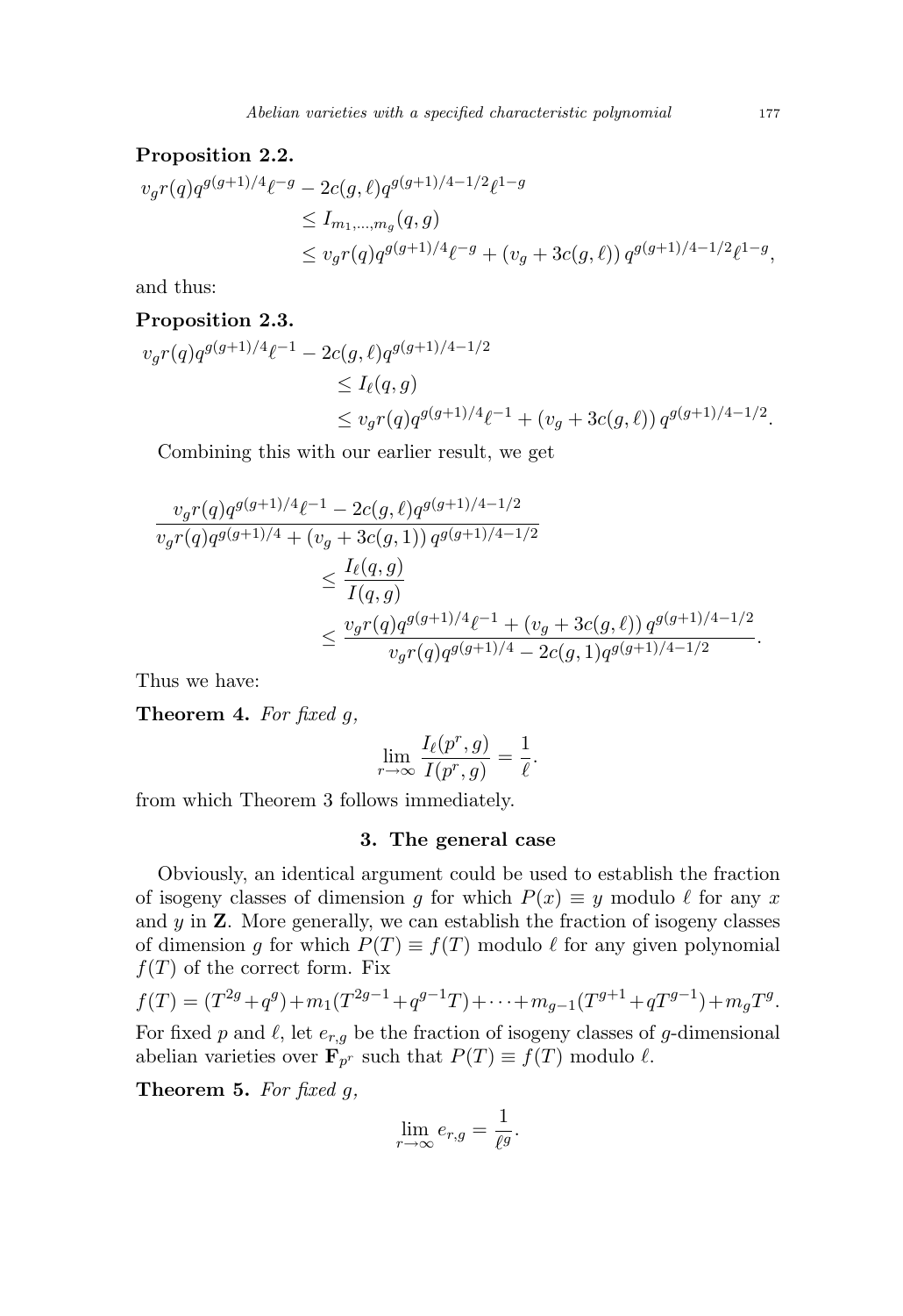**Proposition 2.2.**

$$
\begin{aligned}
v_g r(q) q^{g(g+1)/4}\ell^{-g} &- 2c(g,\ell) q^{g(g+1)/4-1/2}\ell^{1-g} \\
&\leq I_{m_1,\ldots,m_g}(q,g) \\
&\leq v_g r(q) q^{g(g+1)/4}\ell^{-g} + (v_g + 3c(g,\ell))\, q^{g(g+1)/4-1/2}\ell^{1-g},
\end{aligned}
$$

and thus:

**Proposition 2.3.**

$$
\begin{aligned}
v_g r(q) q^{g(g+1)/4}\ell^{-1} &- 2c(g,\ell) q^{g(g+1)/4-1/2} \\
&\leq I_\ell(q,g) \\
&\leq v_g r(q) q^{g(g+1)/4}\ell^{-1} + (v_g + 3c(g,\ell))\, q^{g(g+1)/4-1/2}.
\end{aligned}
$$

Combining this with our earlier result, we get

$$
\begin{aligned}
\frac{v_g r(q) q^{g(g+1)/4}\ell^{-1} - 2c(g,\ell) q^{g(g+1)/4-1/2}}{v_g r(q) q^{g(g+1)/4} + (v_g + 3c(g,1))\, q^{g(g+1)/4-1/2}}& \\
&\leq \frac{I_\ell(q,g)}{I(q,g)} \\
&\leq \frac{v_g r(q) q^{g(g+1)/4}\ell^{-1} + (v_g + 3c(g,\ell))\, q^{g(g+1)/4-1/2}}{v_g r(q) q^{g(g+1)/4} - 2c(g,1) q^{g(g+1)/4-1/2}}.
\end{aligned}
$$

Thus we have:

**Theorem 4.** *For fixed $g$,*

$$
\lim_{r\to\infty} \frac{I_\ell(p^r,g)}{I(p^r,g)} = \frac{1}{\ell}.
$$

from which Theorem 3 follows immediately.

## 3. The general case

Obviously, an identical argument could be used to establish the fraction of isogeny classes of dimension $g$ for which $P(x) \equiv y$ modulo $\ell$ for any $x$ and $y$ in $\mathbf{Z}$. More generally, we can establish the fraction of isogeny classes of dimension $g$ for which $P(T) \equiv f(T)$ modulo $\ell$ for any given polynomial $f(T)$ of the correct form. Fix

$$
f(T) = (T^{2g}+q^g)+m_1(T^{2g-1}+q^{g-1}T)+\cdots+m_{g-1}(T^{g+1}+qT^{g-1})+m_gT^g.
$$

For fixed $p$ and $\ell$, let $e_{r,g}$ be the fraction of isogeny classes of $g$-dimensional abelian varieties over $\mathbf{F}_{p^r}$ such that $P(T) \equiv f(T)$ modulo $\ell$.

**Theorem 5.** *For fixed $g$,*

$$
\lim_{r\to\infty} e_{r,g} = \frac{1}{\ell^g}.
$$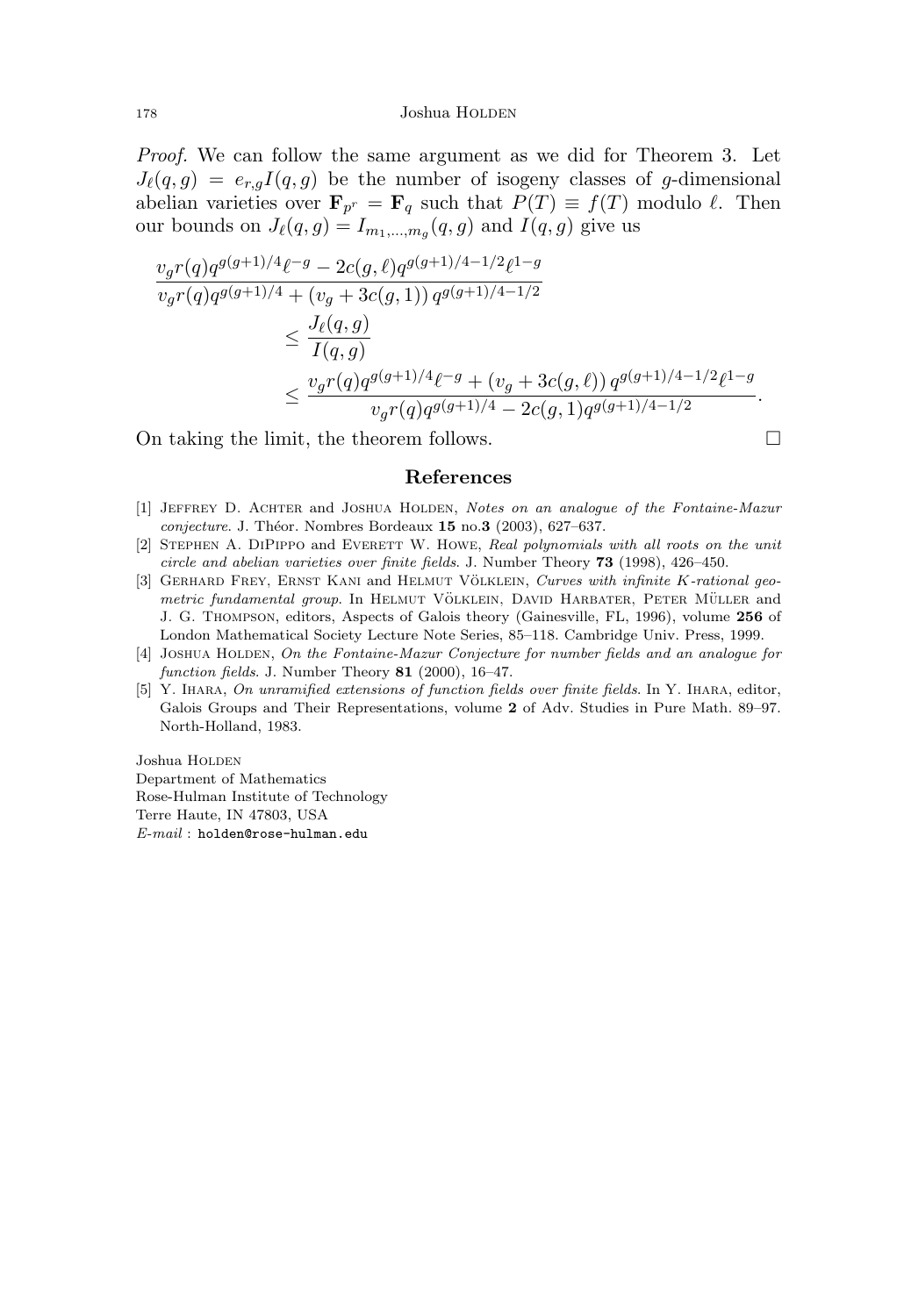*Proof.* We can follow the same argument as we did for Theorem 3. Let $J_\ell(q,g) = e_{r,g} I(q,g)$ be the number of isogeny classes of $g$-dimensional abelian varieties over $\mathbf{F}_{p^r} = \mathbf{F}_q$ such that $P(T) \equiv f(T)$ modulo $\ell$. Then our bounds on $J_\ell(q,g) = I_{m_1,\ldots,m_g}(q,g)$ and $I(q,g)$ give us

$$\frac{v_g r(q) q^{g(g+1)/4} \ell^{-g} - 2c(g,\ell) q^{g(g+1)/4-1/2} \ell^{1-g}}{v_g r(q) q^{g(g+1)/4} + \left(v_g + 3c(g,1)\right) q^{g(g+1)/4-1/2}} \leq \frac{J_\ell(q,g)}{I(q,g)} \leq \frac{v_g r(q) q^{g(g+1)/4} \ell^{-g} + \left(v_g + 3c(g,\ell)\right) q^{g(g+1)/4-1/2} \ell^{1-g}}{v_g r(q) q^{g(g+1)/4} - 2c(g,1) q^{g(g+1)/4-1/2}}.$$

On taking the limit, the theorem follows. □

## References

[1] Jeffrey D. Achter and Joshua Holden, *Notes on an analogue of the Fontaine-Mazur conjecture.* J. Théor. Nombres Bordeaux **15** no.**3** (2003), 627–637.

[2] Stephen A. DiPippo and Everett W. Howe, *Real polynomials with all roots on the unit circle and abelian varieties over finite fields.* J. Number Theory **73** (1998), 426–450.

[3] Gerhard Frey, Ernst Kani and Helmut Völklein, *Curves with infinite K-rational geometric fundamental group.* In Helmut Völklein, David Harbater, Peter Müller and J. G. Thompson, editors, Aspects of Galois theory (Gainesville, FL, 1996), volume **256** of London Mathematical Society Lecture Note Series, 85–118. Cambridge Univ. Press, 1999.

[4] Joshua Holden, *On the Fontaine-Mazur Conjecture for number fields and an analogue for function fields.* J. Number Theory **81** (2000), 16–47.

[5] Y. Ihara, *On unramified extensions of function fields over finite fields.* In Y. Ihara, editor, Galois Groups and Their Representations, volume **2** of Adv. Studies in Pure Math. 89–97. North-Holland, 1983.

Joshua Holden
Department of Mathematics
Rose-Hulman Institute of Technology
Terre Haute, IN 47803, USA
*E-mail* : holden@rose-hulman.edu